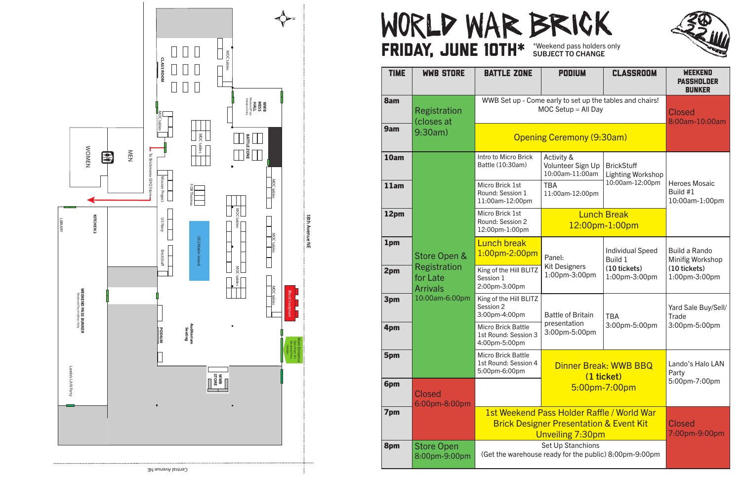# WORLD WAR BRICK

## FRIDAY, JUNE 10TH*

*Weekend pass holders only
**SUBJECT TO CHANGE**

| TIME | WWB STORE | BATTLE ZONE | PODIUM | CLASSROOM | WEEKEND PASSHOLDER BUNKER |
|---|---|---|---|---|---|
| 8am | Registration (closes at 9:30am) | WWB Set up - Come early to set up the tables and chairs! MOC Setup = All Day | | | Closed 8:00am-10:00am |
| 9am | | Opening Ceremony (9:30am) | | | |
| 10am | Store Open & Registration for Late Arrivals 10:00am-6:00pm | Intro to Micro Brick Battle (10:30am) | Activity & Volunteer Sign Up 10:00am-11:00am | BrickStuff Lighting Workshop 10:00am-12:00pm | Heroes Mosaic Build #1 10:00am-1:00pm |
| 11am | | Micro Brick 1st Round: Session 1 11:00am-12:00pm | TBA 11:00am-12:00pm | | |
| 12pm | | Micro Brick 1st Round: Session 2 12:00pm-1:00pm | Lunch Break 12:00pm-1:00pm | | |
| 1pm | | Lunch break 1:00pm-2:00pm | Panel: Kit Designers 1:00pm-3:00pm | Individual Speed Build 1 (10 tickets) 1:00pm-3:00pm | Build a Rando Minifig Workshop (10 tickets) 1:00pm-3:00pm |
| 2pm | | King of the Hill BLITZ Session 1 2:00pm-3:00pm | | | |
| 3pm | | King of the Hill BLITZ Session 2 3:00pm-4:00pm | Battle of Britain presentation 3:00pm-5:00pm | TBA 3:00pm-5:00pm | Yard Sale Buy/Sell/ Trade 3:00pm-5:00pm |
| 4pm | | Micro Brick Battle 1st Round: Session 3 4:00pm-5:00pm | | | |
| 5pm | | Micro Brick Battle 1st Round: Session 4 5:00pm-6:00pm | Dinner Break: WWB BBQ (1 ticket) 5:00pm-7:00pm | | Lando's Halo LAN Party 5:00pm-7:00pm |
| 6pm | Closed 6:00pm-8:00pm | | | | |
| 7pm | | 1st Weekend Pass Holder Raffle / World War Brick Designer Presentation & Event Kit Unveiling 7:30pm | | | Closed 7:00pm-9:00pm |
| 8pm | Store Open 8:00pm-9:00pm | Set Up Stanchions (Get the warehouse ready for the public) 8:00pm-9:00pm | | | |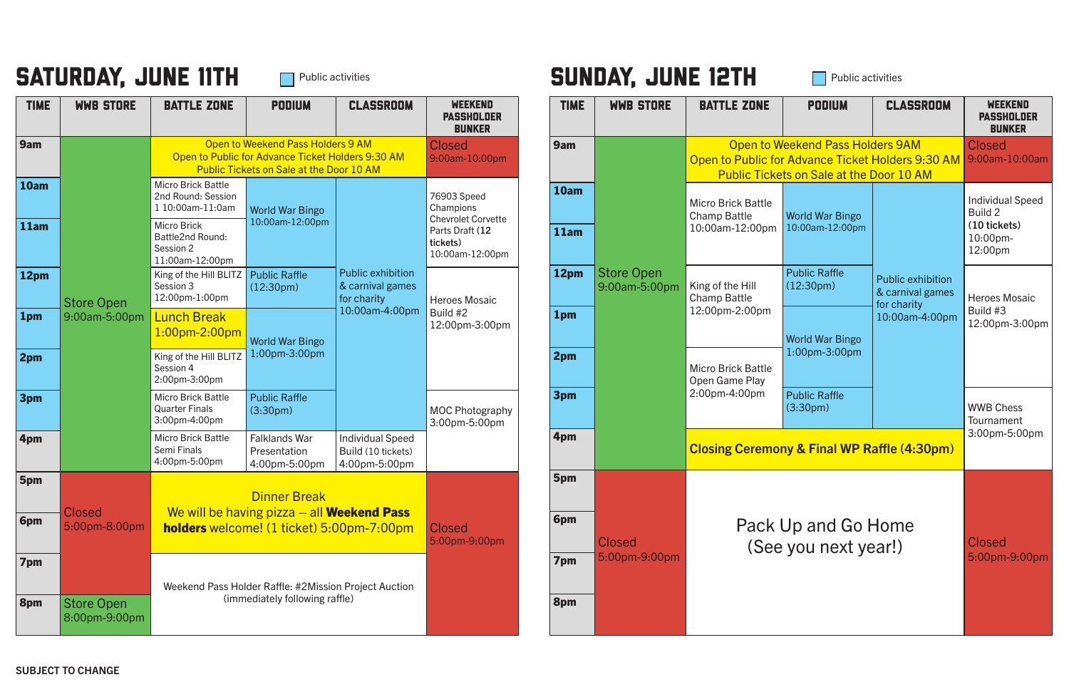# SATURDAY, JUNE 11TH

Public activities

| TIME | WWB STORE | BATTLE ZONE | PODIUM | CLASSROOM | WEEKEND PASSHOLDER BUNKER |
|---|---|---|---|---|---|
| 9am | Store Open 9:00am-5:00pm | Open to Weekend Pass Holders 9 AM<br>Open to Public for Advance Ticket Holders 9:30 AM<br>Public Tickets on Sale at the Door 10 AM | | | Closed 9:00am-10:00pm |
| 10am | | Micro Brick Battle 2nd Round: Session 1 10:00am-11:0am | World War Bingo 10:00am-12:00pm | Public exhibition & carnival games for charity 10:00am-4:00pm | 76903 Speed Champions Chevrolet Corvette Parts Draft (**12 tickets**) 10:00am-12:00pm |
| 11am | | Micro Brick Battle2nd Round: Session 2 11:00am-12:00pm | | | |
| 12pm | | King of the Hill BLITZ Session 3 12:00pm-1:00pm | Public Raffle (12:30pm) | | Heroes Mosaic Build #2 12:00pm-3:00pm |
| 1pm | | Lunch Break 1:00pm-2:00pm | World War Bingo 1:00pm-3:00pm | | |
| 2pm | | King of the Hill BLITZ Session 4 2:00pm-3:00pm | | | |
| 3pm | | Micro Brick Battle Quarter Finals 3:00pm-4:00pm | Public Raffle (3:30pm) | | MOC Photography 3:00pm-5:00pm |
| 4pm | | Micro Brick Battle Semi Finals 4:00pm-5:00pm | Falklands War Presentation 4:00pm-5:00pm | Individual Speed Build (10 tickets) 4:00pm-5:00pm | |
| 5pm | Closed 5:00pm-8:00pm | Dinner Break<br>We will be having pizza – all **Weekend Pass holders** welcome! (1 ticket) 5:00pm-7:00pm | | | Closed 5:00pm-9:00pm |
| 6pm | | | | | |
| 7pm | | Weekend Pass Holder Raffle: #2Mission Project Auction (immediately following raffle) | | | |
| 8pm | Store Open 8:00pm-9:00pm | | | | |

# SUNDAY, JUNE 12TH

Public activities

| TIME | WWB STORE | BATTLE ZONE | PODIUM | CLASSROOM | WEEKEND PASSHOLDER BUNKER |
|---|---|---|---|---|---|
| 9am | Store Open 9:00am-5:00pm | Open to Weekend Pass Holders 9AM<br>Open to Public for Advance Ticket Holders 9:30 AM<br>Public Tickets on Sale at the Door 10 AM | | | Closed 9:00am-10:00am |
| 10am | | Micro Brick Battle Champ Battle 10:00am-12:00pm | World War Bingo 10:00am-12:00pm | Public exhibition & carnival games for charity 10:00am-4:00pm | Individual Speed Build 2 (**10 tickets**) 10:00pm-12:00pm |
| 11am | | | | | |
| 12pm | | King of the Hill Champ Battle 12:00pm-2:00pm | Public Raffle (12:30pm) | | Heroes Mosaic Build #3 12:00pm-3:00pm |
| 1pm | | | World War Bingo 1:00pm-3:00pm | | |
| 2pm | | Micro Brick Battle Open Game Play 2:00pm-4:00pm | | | |
| 3pm | | | Public Raffle (3:30pm) | | WWB Chess Tournament 3:00pm-5:00pm |
| 4pm | | **Closing Ceremony & Final WP Raffle (4:30pm)** | | | |
| 5pm | Closed 5:00pm-9:00pm | Pack Up and Go Home (See you next year!) | | | Closed 5:00pm-9:00pm |
| 6pm | | | | | |
| 7pm | | | | | |
| 8pm | | | | | |

**SUBJECT TO CHANGE**